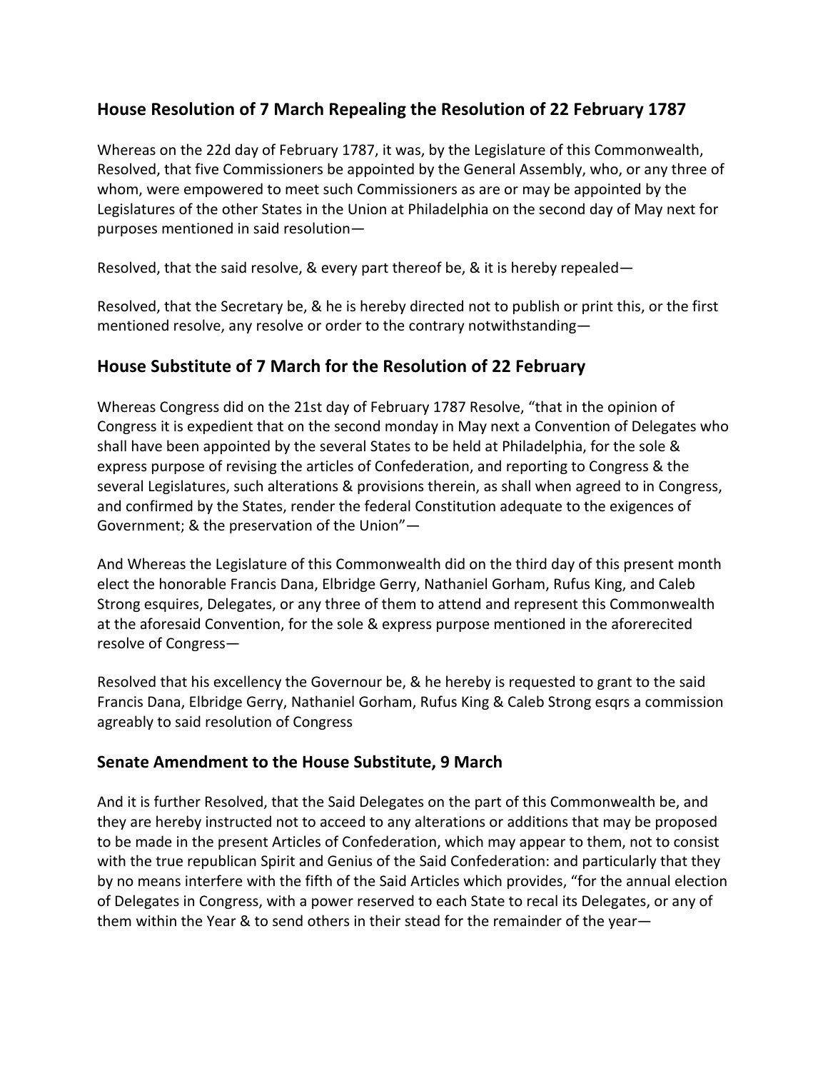## House Resolution of 7 March Repealing the Resolution of 22 February 1787

Whereas on the 22d day of February 1787, it was, by the Legislature of this Commonwealth, Resolved, that five Commissioners be appointed by the General Assembly, who, or any three of whom, were empowered to meet such Commissioners as are or may be appointed by the Legislatures of the other States in the Union at Philadelphia on the second day of May next for purposes mentioned in said resolution—

Resolved, that the said resolve, & every part thereof be, & it is hereby repealed—

Resolved, that the Secretary be, & he is hereby directed not to publish or print this, or the first mentioned resolve, any resolve or order to the contrary notwithstanding—

## House Substitute of 7 March for the Resolution of 22 February

Whereas Congress did on the 21st day of February 1787 Resolve, "that in the opinion of Congress it is expedient that on the second monday in May next a Convention of Delegates who shall have been appointed by the several States to be held at Philadelphia, for the sole & express purpose of revising the articles of Confederation, and reporting to Congress & the several Legislatures, such alterations & provisions therein, as shall when agreed to in Congress, and confirmed by the States, render the federal Constitution adequate to the exigences of Government; & the preservation of the Union"—

And Whereas the Legislature of this Commonwealth did on the third day of this present month elect the honorable Francis Dana, Elbridge Gerry, Nathaniel Gorham, Rufus King, and Caleb Strong esquires, Delegates, or any three of them to attend and represent this Commonwealth at the aforesaid Convention, for the sole & express purpose mentioned in the aforerecited resolve of Congress—

Resolved that his excellency the Governour be, & he hereby is requested to grant to the said Francis Dana, Elbridge Gerry, Nathaniel Gorham, Rufus King & Caleb Strong esqrs a commission agreably to said resolution of Congress

## Senate Amendment to the House Substitute, 9 March

And it is further Resolved, that the Said Delegates on the part of this Commonwealth be, and they are hereby instructed not to acceed to any alterations or additions that may be proposed to be made in the present Articles of Confederation, which may appear to them, not to consist with the true republican Spirit and Genius of the Said Confederation: and particularly that they by no means interfere with the fifth of the Said Articles which provides, "for the annual election of Delegates in Congress, with a power reserved to each State to recal its Delegates, or any of them within the Year & to send others in their stead for the remainder of the year—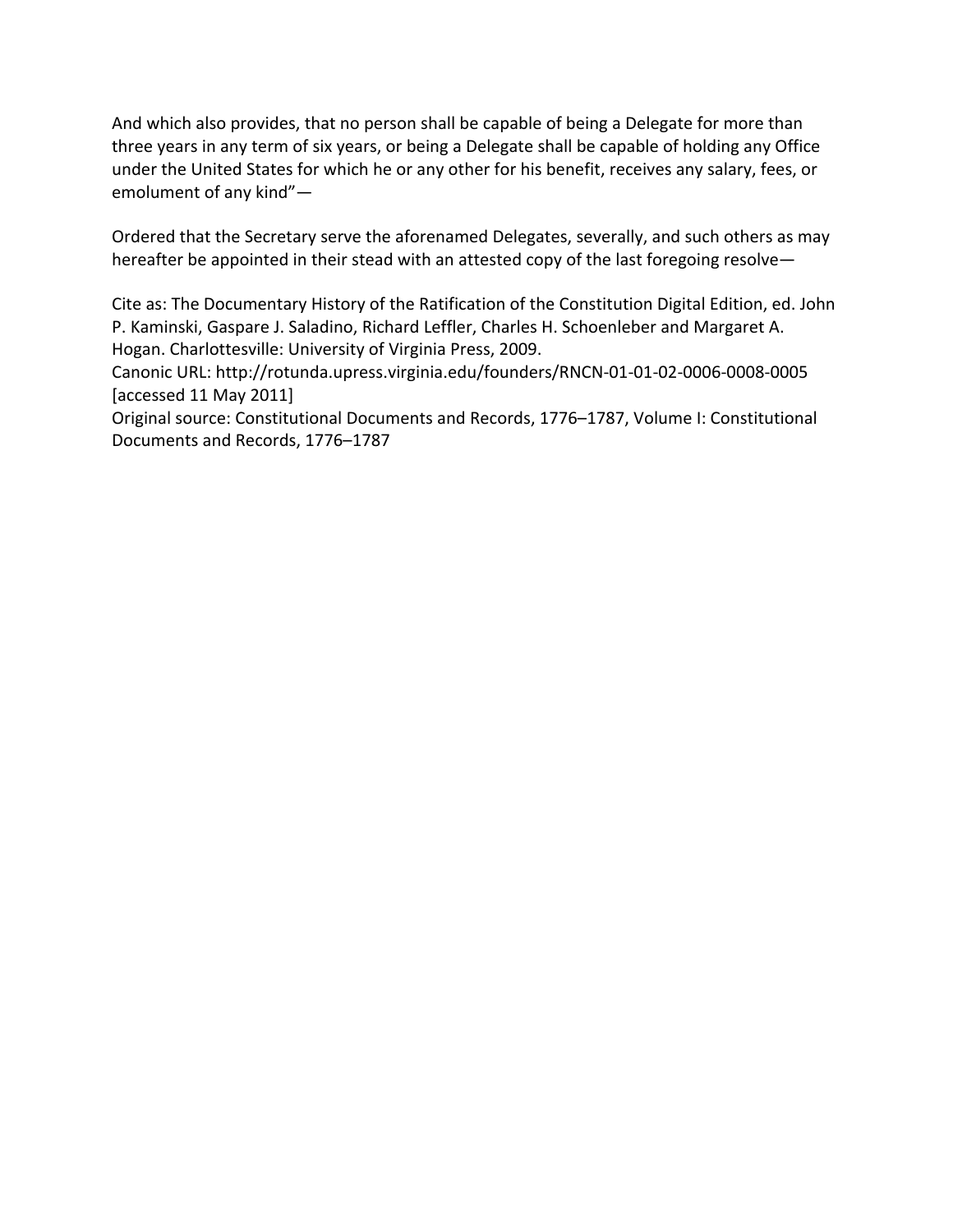And which also provides, that no person shall be capable of being a Delegate for more than three years in any term of six years, or being a Delegate shall be capable of holding any Office under the United States for which he or any other for his benefit, receives any salary, fees, or emolument of any kind"—

Ordered that the Secretary serve the aforenamed Delegates, severally, and such others as may hereafter be appointed in their stead with an attested copy of the last foregoing resolve—

Cite as: The Documentary History of the Ratification of the Constitution Digital Edition, ed. John P. Kaminski, Gaspare J. Saladino, Richard Leffler, Charles H. Schoenleber and Margaret A. Hogan. Charlottesville: University of Virginia Press, 2009.
Canonic URL: http://rotunda.upress.virginia.edu/founders/RNCN-01-01-02-0006-0008-0005 [accessed 11 May 2011]
Original source: Constitutional Documents and Records, 1776–1787, Volume I: Constitutional Documents and Records, 1776–1787